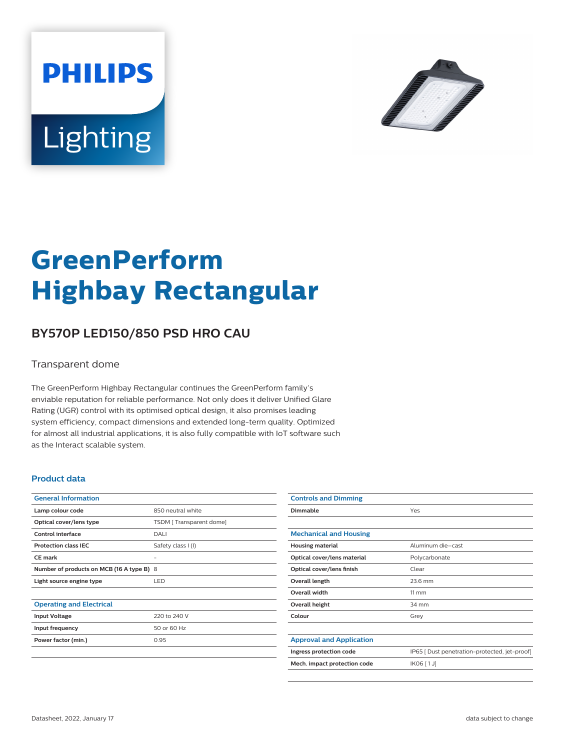PHILIPS

Lighting

# GreenPerform Highbay Rectangular

## BY570P LED150/850 PSD HRO CAU

Transparent dome

The GreenPerform Highbay Rectangular continues the GreenPerform family's enviable reputation for reliable performance. Not only does it deliver Unified Glare Rating (UGR) control with its optimised optical design, it also promises leading system efficiency, compact dimensions and extended long-term quality. Optimized for almost all industrial applications, it is also fully compatible with IoT software such as the Interact scalable system.

### Product data

| General Information | |
|---|---|
| Lamp colour code | 850 neutral white |
| Optical cover/lens type | TSDM [ Transparent dome] |
| Control interface | DALI |
| Protection class IEC | Safety class I (I) |
| CE mark | - |
| Number of products on MCB (16 A type B) | 8 |
| Light source engine type | LED |

| Operating and Electrical | |
|---|---|
| Input Voltage | 220 to 240 V |
| Input frequency | 50 or 60 Hz |
| Power factor (min.) | 0.95 |

| Controls and Dimming | |
|---|---|
| Dimmable | Yes |

| Mechanical and Housing | |
|---|---|
| Housing material | Aluminum die-cast |
| Optical cover/lens material | Polycarbonate |
| Optical cover/lens finish | Clear |
| Overall length | 23.6 mm |
| Overall width | 11 mm |
| Overall height | 34 mm |
| Colour | Grey |

| Approval and Application | |
|---|---|
| Ingress protection code | IP65 [ Dust penetration-protected, jet-proof] |
| Mech. impact protection code | IK06 [ 1 J] |

Datasheet, 2022, January 17 | data subject to change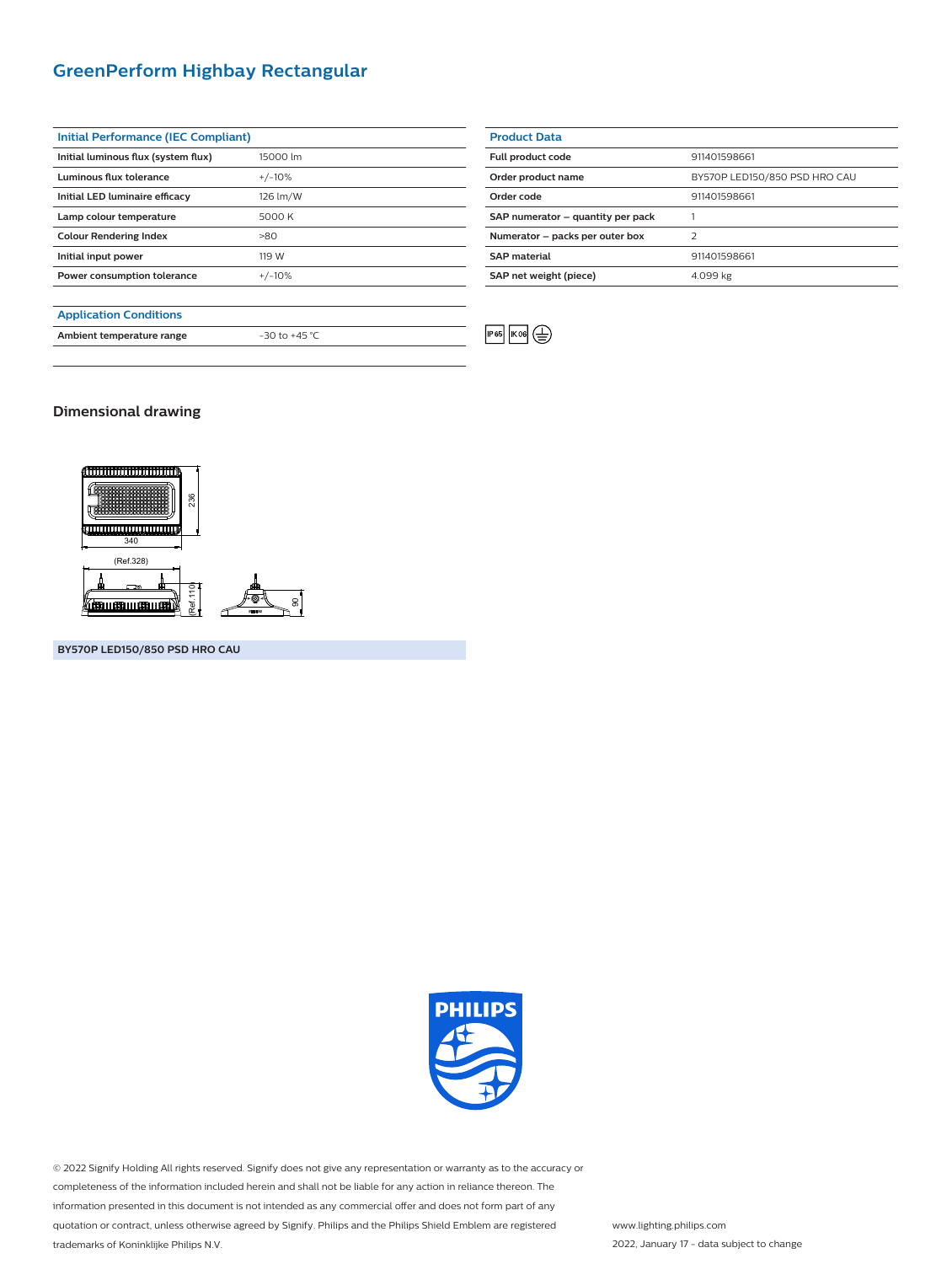# GreenPerform Highbay Rectangular

| Initial Performance (IEC Compliant) | |
|---|---|
| Initial luminous flux (system flux) | 15000 lm |
| Luminous flux tolerance | +/-10% |
| Initial LED luminaire efficacy | 126 lm/W |
| Lamp colour temperature | 5000 K |
| Colour Rendering Index | >80 |
| Initial input power | 119 W |
| Power consumption tolerance | +/-10% |

| Application Conditions | |
|---|---|
| Ambient temperature range | -30 to +45 °C |

| Product Data | |
|---|---|
| Full product code | 911401598661 |
| Order product name | BY570P LED150/850 PSD HRO CAU |
| Order code | 911401598661 |
| SAP numerator – quantity per pack | 1 |
| Numerator – packs per outer box | 2 |
| SAP material | 911401598661 |
| SAP net weight (piece) | 4.099 kg |

IP65 IK06

## Dimensional drawing

236
340
(Ref.328)
(Ref.110)
90

**BY570P LED150/850 PSD HRO CAU**

© 2022 Signify Holding All rights reserved. Signify does not give any representation or warranty as to the accuracy or completeness of the information included herein and shall not be liable for any action in reliance thereon. The information presented in this document is not intended as any commercial offer and does not form part of any quotation or contract, unless otherwise agreed by Signify. Philips and the Philips Shield Emblem are registered trademarks of Koninklijke Philips N.V.

www.lighting.philips.com
2022, January 17 - data subject to change